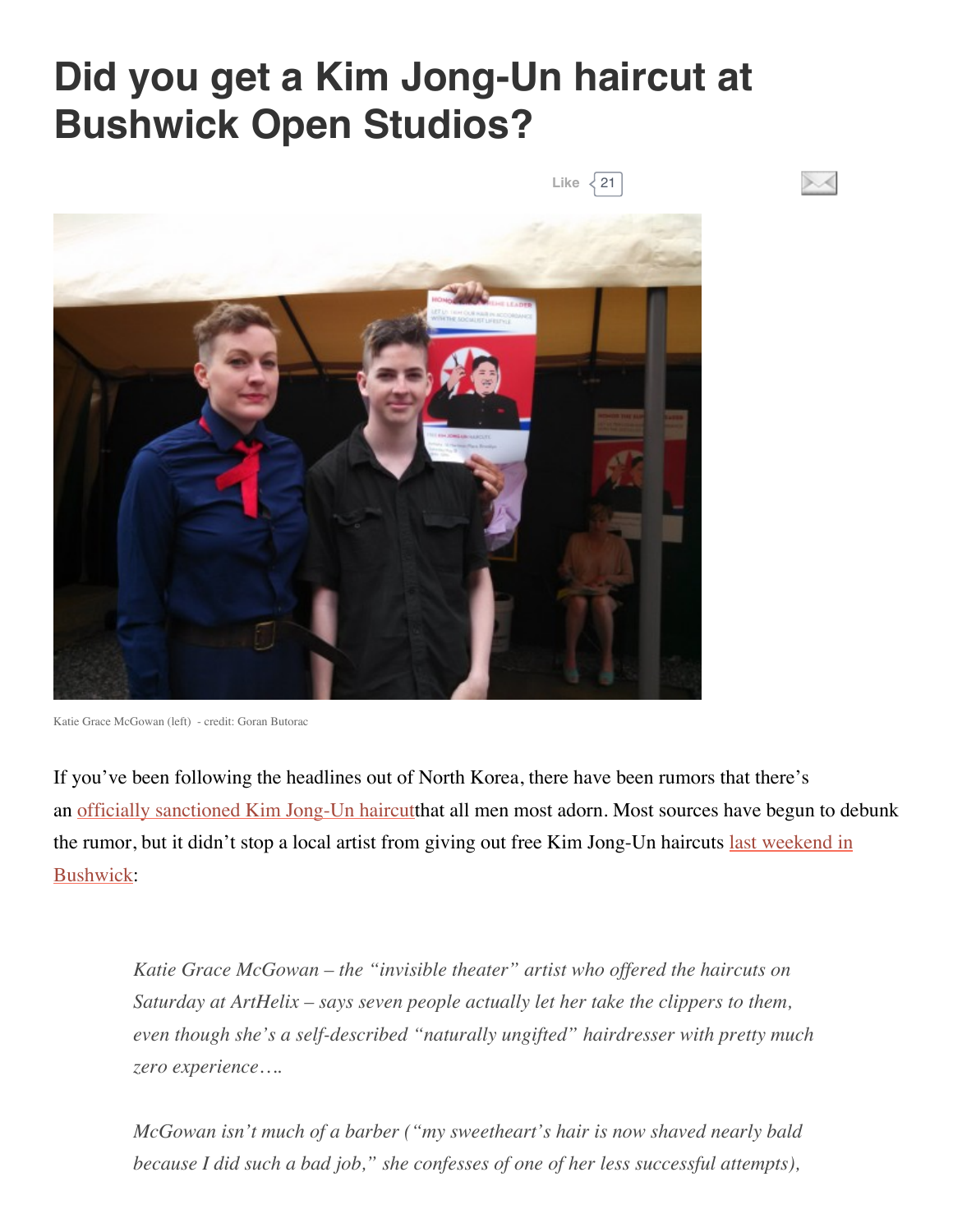# Did you get a Kim Jong-Un haircut at Bushwick Open Studios?

Katie Grace McGowan (left) - credit: Goran Butorac

If you've been following the headlines out of North Korea, there have been rumors that there's an officially sanctioned Kim Jong-Un haircutthat all men most adorn. Most sources have begun to debunk the rumor, but it didn't stop a local artist from giving out free Kim Jong-Un haircuts last weekend in Bushwick:

> *Katie Grace McGowan – the "invisible theater" artist who offered the haircuts on Saturday at ArtHelix – says seven people actually let her take the clippers to them, even though she's a self-described "naturally ungifted" hairdresser with pretty much zero experience….*
>
> *McGowan isn't much of a barber ("my sweetheart's hair is now shaved nearly bald because I did such a bad job," she confesses of one of her less successful attempts),*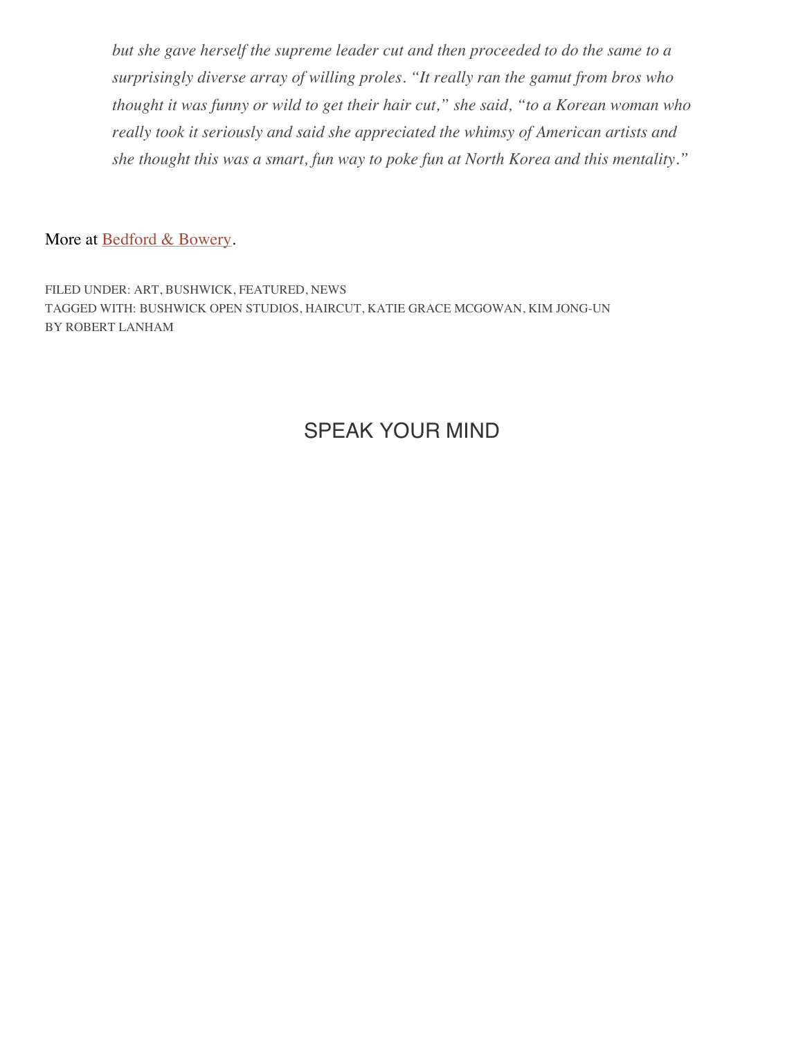> *but she gave herself the supreme leader cut and then proceeded to do the same to a surprisingly diverse array of willing proles. "It really ran the gamut from bros who thought it was funny or wild to get their hair cut," she said, "to a Korean woman who really took it seriously and said she appreciated the whimsy of American artists and she thought this was a smart, fun way to poke fun at North Korea and this mentality."*

More at Bedford & Bowery.

FILED UNDER: ART, BUSHWICK, FEATURED, NEWS
TAGGED WITH: BUSHWICK OPEN STUDIOS, HAIRCUT, KATIE GRACE MCGOWAN, KIM JONG-UN
BY ROBERT LANHAM

## SPEAK YOUR MIND